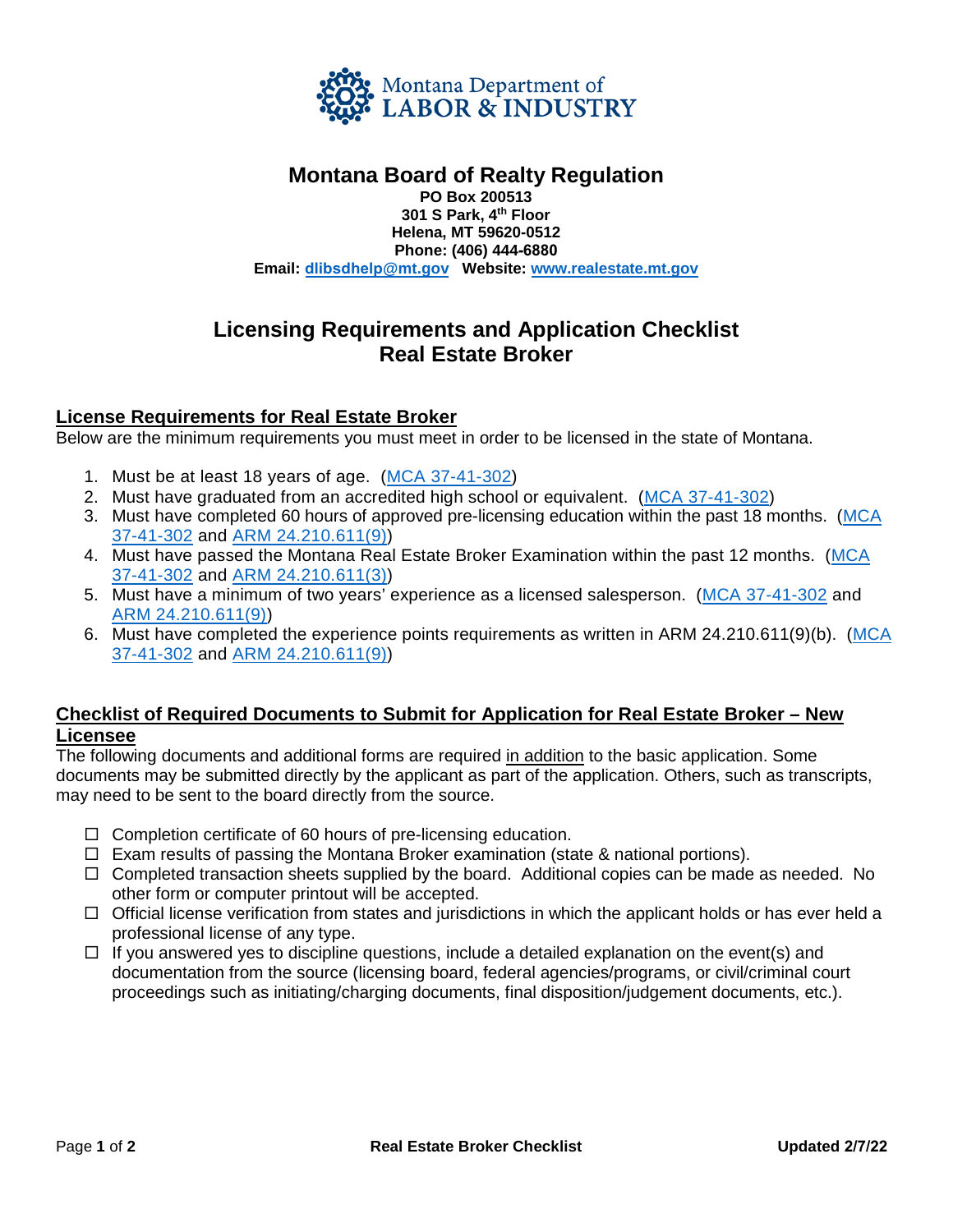Montana Department of LABOR & INDUSTRY

# Montana Board of Realty Regulation

**PO Box 200513**
**301 S Park, 4th Floor**
**Helena, MT 59620-0512**
**Phone: (406) 444-6880**
**Email: dlibsdhelp@mt.gov Website: www.realestate.mt.gov**

## Licensing Requirements and Application Checklist
## Real Estate Broker

### License Requirements for Real Estate Broker

Below are the minimum requirements you must meet in order to be licensed in the state of Montana.

1. Must be at least 18 years of age. (MCA 37-41-302)
2. Must have graduated from an accredited high school or equivalent. (MCA 37-41-302)
3. Must have completed 60 hours of approved pre-licensing education within the past 18 months. (MCA 37-41-302 and ARM 24.210.611(9))
4. Must have passed the Montana Real Estate Broker Examination within the past 12 months. (MCA 37-41-302 and ARM 24.210.611(3))
5. Must have a minimum of two years' experience as a licensed salesperson. (MCA 37-41-302 and ARM 24.210.611(9))
6. Must have completed the experience points requirements as written in ARM 24.210.611(9)(b). (MCA 37-41-302 and ARM 24.210.611(9))

### Checklist of Required Documents to Submit for Application for Real Estate Broker – New Licensee

The following documents and additional forms are required in addition to the basic application. Some documents may be submitted directly by the applicant as part of the application. Others, such as transcripts, may need to be sent to the board directly from the source.

- ☐ Completion certificate of 60 hours of pre-licensing education.
- ☐ Exam results of passing the Montana Broker examination (state & national portions).
- ☐ Completed transaction sheets supplied by the board. Additional copies can be made as needed. No other form or computer printout will be accepted.
- ☐ Official license verification from states and jurisdictions in which the applicant holds or has ever held a professional license of any type.
- ☐ If you answered yes to discipline questions, include a detailed explanation on the event(s) and documentation from the source (licensing board, federal agencies/programs, or civil/criminal court proceedings such as initiating/charging documents, final disposition/judgement documents, etc.).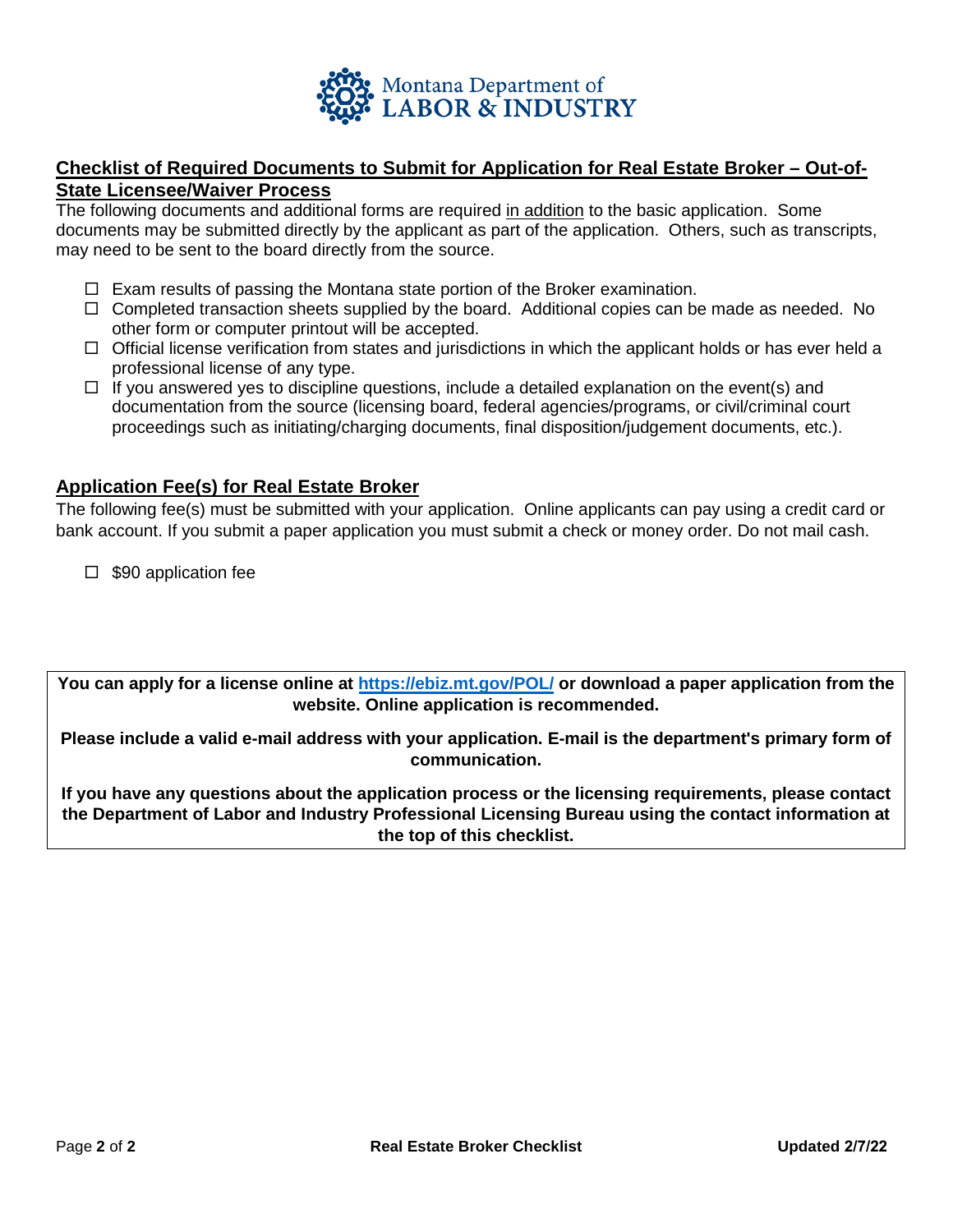Montana Department of
LABOR & INDUSTRY

## Checklist of Required Documents to Submit for Application for Real Estate Broker – Out-of-State Licensee/Waiver Process

The following documents and additional forms are required in addition to the basic application. Some documents may be submitted directly by the applicant as part of the application. Others, such as transcripts, may need to be sent to the board directly from the source.

- ☐ Exam results of passing the Montana state portion of the Broker examination.
- ☐ Completed transaction sheets supplied by the board. Additional copies can be made as needed. No other form or computer printout will be accepted.
- ☐ Official license verification from states and jurisdictions in which the applicant holds or has ever held a professional license of any type.
- ☐ If you answered yes to discipline questions, include a detailed explanation on the event(s) and documentation from the source (licensing board, federal agencies/programs, or civil/criminal court proceedings such as initiating/charging documents, final disposition/judgement documents, etc.).

## Application Fee(s) for Real Estate Broker

The following fee(s) must be submitted with your application. Online applicants can pay using a credit card or bank account. If you submit a paper application you must submit a check or money order. Do not mail cash.

- ☐ $90 application fee

**You can apply for a license online at https://ebiz.mt.gov/POL/ or download a paper application from the website. Online application is recommended.**

**Please include a valid e-mail address with your application. E-mail is the department's primary form of communication.**

**If you have any questions about the application process or the licensing requirements, please contact the Department of Labor and Industry Professional Licensing Bureau using the contact information at the top of this checklist.**